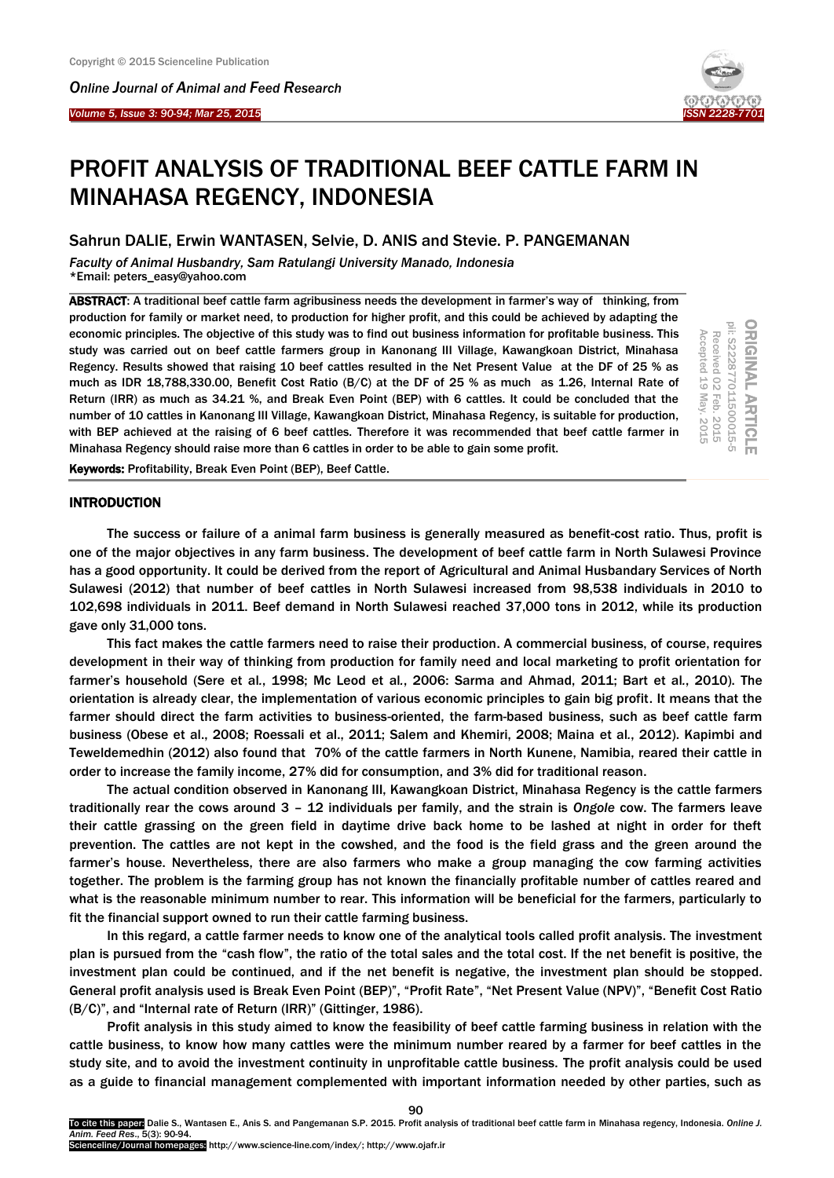# PROFIT ANALYSIS OF TRADITIONAL BEEF CATTLE FARM IN MINAHASA REGENCY, INDONESIA

Sahrun DALIE, Erwin WANTASEN, Selvie, D. ANIS and Stevie. P. PANGEMANAN

*Faculty of Animal Husbandry, Sam Ratulangi University Manado, Indonesia*
\*Email: peters_easy@yahoo.com

ORIGINAL ARTICLE
pii: S222877011500015-5
Received 02 Feb. 2015
Accepted 19 May. 2015

**ABSTRACT**: A traditional beef cattle farm agribusiness needs the development in farmer's way of thinking, from production for family or market need, to production for higher profit, and this could be achieved by adapting the economic principles. The objective of this study was to find out business information for profitable business. This study was carried out on beef cattle farmers group in Kanonang III Village, Kawangkoan District, Minahasa Regency. Results showed that raising 10 beef cattles resulted in the Net Present Value at the DF of 25 % as much as IDR 18,788,330.00, Benefit Cost Ratio (B/C) at the DF of 25 % as much as 1.26, Internal Rate of Return (IRR) as much as 34.21 %, and Break Even Point (BEP) with 6 cattles. It could be concluded that the number of 10 cattles in Kanonang III Village, Kawangkoan District, Minahasa Regency, is suitable for production, with BEP achieved at the raising of 6 beef cattles. Therefore it was recommended that beef cattle farmer in Minahasa Regency should raise more than 6 cattles in order to be able to gain some profit.

**Keywords:** Profitability, Break Even Point (BEP), Beef Cattle.

## INTRODUCTION

The success or failure of a animal farm business is generally measured as benefit-cost ratio. Thus, profit is one of the major objectives in any farm business. The development of beef cattle farm in North Sulawesi Province has a good opportunity. It could be derived from the report of Agricultural and Animal Husbandary Services of North Sulawesi (2012) that number of beef cattles in North Sulawesi increased from 98,538 individuals in 2010 to 102,698 individuals in 2011. Beef demand in North Sulawesi reached 37,000 tons in 2012, while its production gave only 31,000 tons.

This fact makes the cattle farmers need to raise their production. A commercial business, of course, requires development in their way of thinking from production for family need and local marketing to profit orientation for farmer's household (Sere et al., 1998; Mc Leod et al., 2006: Sarma and Ahmad, 2011; Bart et al., 2010). The orientation is already clear, the implementation of various economic principles to gain big profit. It means that the farmer should direct the farm activities to business-oriented, the farm-based business, such as beef cattle farm business (Obese et al., 2008; Roessali et al., 2011; Salem and Khemiri, 2008; Maina et al., 2012). Kapimbi and Teweldemedhin (2012) also found that 70% of the cattle farmers in North Kunene, Namibia, reared their cattle in order to increase the family income, 27% did for consumption, and 3% did for traditional reason.

The actual condition observed in Kanonang III, Kawangkoan District, Minahasa Regency is the cattle farmers traditionally rear the cows around 3 – 12 individuals per family, and the strain is *Ongole* cow. The farmers leave their cattle grassing on the green field in daytime drive back home to be lashed at night in order for theft prevention. The cattles are not kept in the cowshed, and the food is the field grass and the green around the farmer's house. Nevertheless, there are also farmers who make a group managing the cow farming activities together. The problem is the farming group has not known the financially profitable number of cattles reared and what is the reasonable minimum number to rear. This information will be beneficial for the farmers, particularly to fit the financial support owned to run their cattle farming business.

In this regard, a cattle farmer needs to know one of the analytical tools called profit analysis. The investment plan is pursued from the "cash flow", the ratio of the total sales and the total cost. If the net benefit is positive, the investment plan could be continued, and if the net benefit is negative, the investment plan should be stopped. General profit analysis used is Break Even Point (BEP)", "Profit Rate", "Net Present Value (NPV)", "Benefit Cost Ratio (B/C)", and "Internal rate of Return (IRR)" (Gittinger, 1986).

Profit analysis in this study aimed to know the feasibility of beef cattle farming business in relation with the cattle business, to know how many cattles were the minimum number reared by a farmer for beef cattles in the study site, and to avoid the investment continuity in unprofitable cattle business. The profit analysis could be used as a guide to financial management complemented with important information needed by other parties, such as

To cite this paper: Dalie S., Wantasen E., Anis S. and Pangemanan S.P. 2015. Profit analysis of traditional beef cattle farm in Minahasa regency, Indonesia. *Online J. Anim. Feed Res.*, 5(3): 90-94.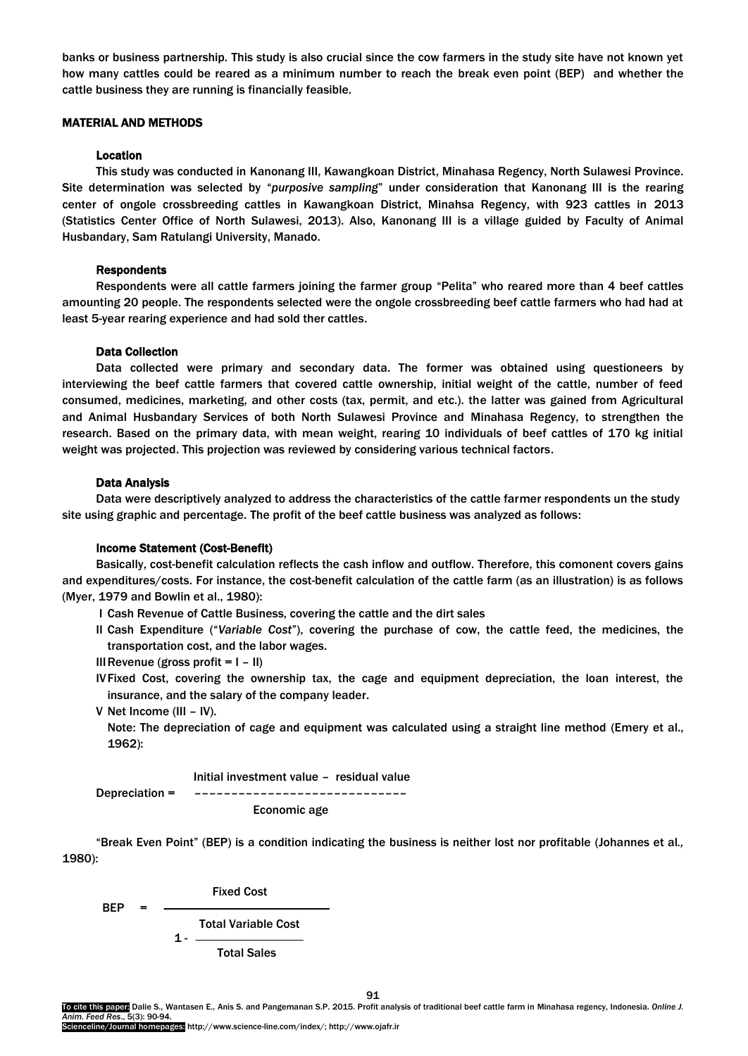banks or business partnership. This study is also crucial since the cow farmers in the study site have not known yet how many cattles could be reared as a minimum number to reach the break even point (BEP) and whether the cattle business they are running is financially feasible.

## MATERIAL AND METHODS

### Location

This study was conducted in Kanonang III, Kawangkoan District, Minahasa Regency, North Sulawesi Province. Site determination was selected by "*purposive sampling*" under consideration that Kanonang III is the rearing center of ongole crossbreeding cattles in Kawangkoan District, Minahsa Regency, with 923 cattles in 2013 (Statistics Center Office of North Sulawesi, 2013). Also, Kanonang III is a village guided by Faculty of Animal Husbandary, Sam Ratulangi University, Manado.

### Respondents

Respondents were all cattle farmers joining the farmer group "Pelita" who reared more than 4 beef cattles amounting 20 people. The respondents selected were the ongole crossbreeding beef cattle farmers who had had at least 5-year rearing experience and had sold ther cattles.

### Data Collection

Data collected were primary and secondary data. The former was obtained using questioneers by interviewing the beef cattle farmers that covered cattle ownership, initial weight of the cattle, number of feed consumed, medicines, marketing, and other costs (tax, permit, and etc.). the latter was gained from Agricultural and Animal Husbandary Services of both North Sulawesi Province and Minahasa Regency, to strengthen the research. Based on the primary data, with mean weight, rearing 10 individuals of beef cattles of 170 kg initial weight was projected. This projection was reviewed by considering various technical factors.

### Data Analysis

Data were descriptively analyzed to address the characteristics of the cattle farmer respondents un the study site using graphic and percentage. The profit of the beef cattle business was analyzed as follows:

### Income Statement (Cost-Benefit)

Basically, cost-benefit calculation reflects the cash inflow and outflow. Therefore, this comonent covers gains and expenditures/costs. For instance, the cost-benefit calculation of the cattle farm (as an illustration) is as follows (Myer, 1979 and Bowlin et al., 1980):

I Cash Revenue of Cattle Business, covering the cattle and the dirt sales

II Cash Expenditure ("*Variable Cost*"), covering the purchase of cow, the cattle feed, the medicines, the transportation cost, and the labor wages.

III Revenue (gross profit = I – II)

IV Fixed Cost, covering the ownership tax, the cage and equipment depreciation, the loan interest, the insurance, and the salary of the company leader.

V Net Income (III – IV).

Note: The depreciation of cage and equipment was calculated using a straight line method (Emery et al., 1962):

$$\text{Depreciation} = \frac{\text{Initial investment value} - \text{residual value}}{\text{Economic age}}$$

"Break Even Point" (BEP) is a condition indicating the business is neither lost nor profitable (Johannes et al*.,* 1980):

$$\text{BEP} = \frac{\text{Fixed Cost}}{1 - \dfrac{\text{Total Variable Cost}}{\text{Total Sales}}}$$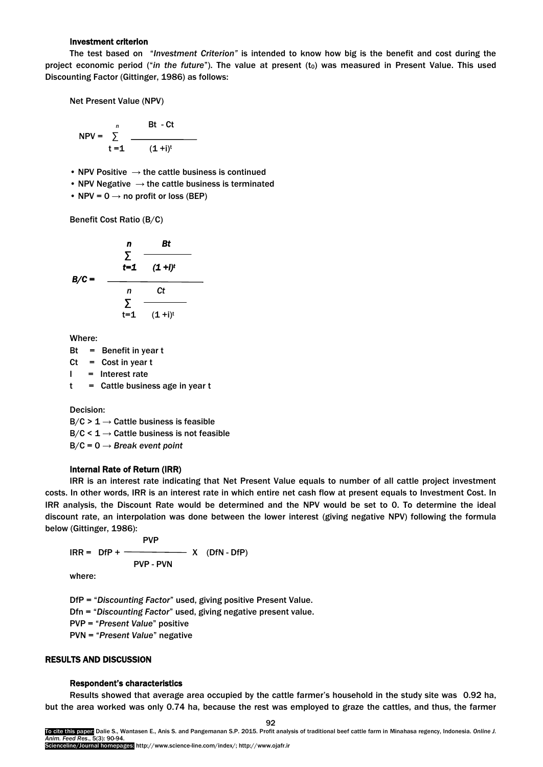### Investment criterion

The test based on "*Investment Criterion"* is intended to know how big is the benefit and cost during the project economic period ("*in the future*"). The value at present ($t_0$) was measured in Present Value. This used Discounting Factor (Gittinger, 1986) as follows:

Net Present Value (NPV)

$$NPV = \sum_{t=1}^{n} \frac{Bt - Ct}{(1+i)^t}$$

- NPV Positive $\rightarrow$ the cattle business is continued
- NPV Negative $\rightarrow$ the cattle business is terminated
- NPV = 0 $\rightarrow$ no profit or loss (BEP)

Benefit Cost Ratio (B/C)

$$B/C = \frac{\sum_{t=1}^{n} \frac{Bt}{(1+I)^t}}{\sum_{t=1}^{n} \frac{Ct}{(1+i)^t}}$$

Where:

Bt = Benefit in year t
Ct = Cost in year t
I = Interest rate
t = Cattle business age in year t

Decision:
B/C > 1 $\rightarrow$ Cattle business is feasible
B/C < 1 $\rightarrow$ Cattle business is not feasible
B/C = 0 $\rightarrow$ *Break event point*

### Internal Rate of Return (IRR)

IRR is an interest rate indicating that Net Present Value equals to number of all cattle project investment costs. In other words, IRR is an interest rate in which entire net cash flow at present equals to Investment Cost. In IRR analysis, the Discount Rate would be determined and the NPV would be set to 0. To determine the ideal discount rate, an interpolation was done between the lower interest (giving negative NPV) following the formula below (Gittinger, 1986):

$$IRR = DfP + \frac{PVP}{PVP - PVN} \times (DfN - DfP)$$

where:

DfP = "*Discounting Factor*" used, giving positive Present Value.
Dfn = "*Discounting Factor*" used, giving negative present value.
PVP = "*Present Value*" positive
PVN = "*Present Value*" negative

## RESULTS AND DISCUSSION

### Respondent's characteristics

Results showed that average area occupied by the cattle farmer's household in the study site was 0.92 ha, but the area worked was only 0.74 ha, because the rest was employed to graze the cattles, and thus, the farmer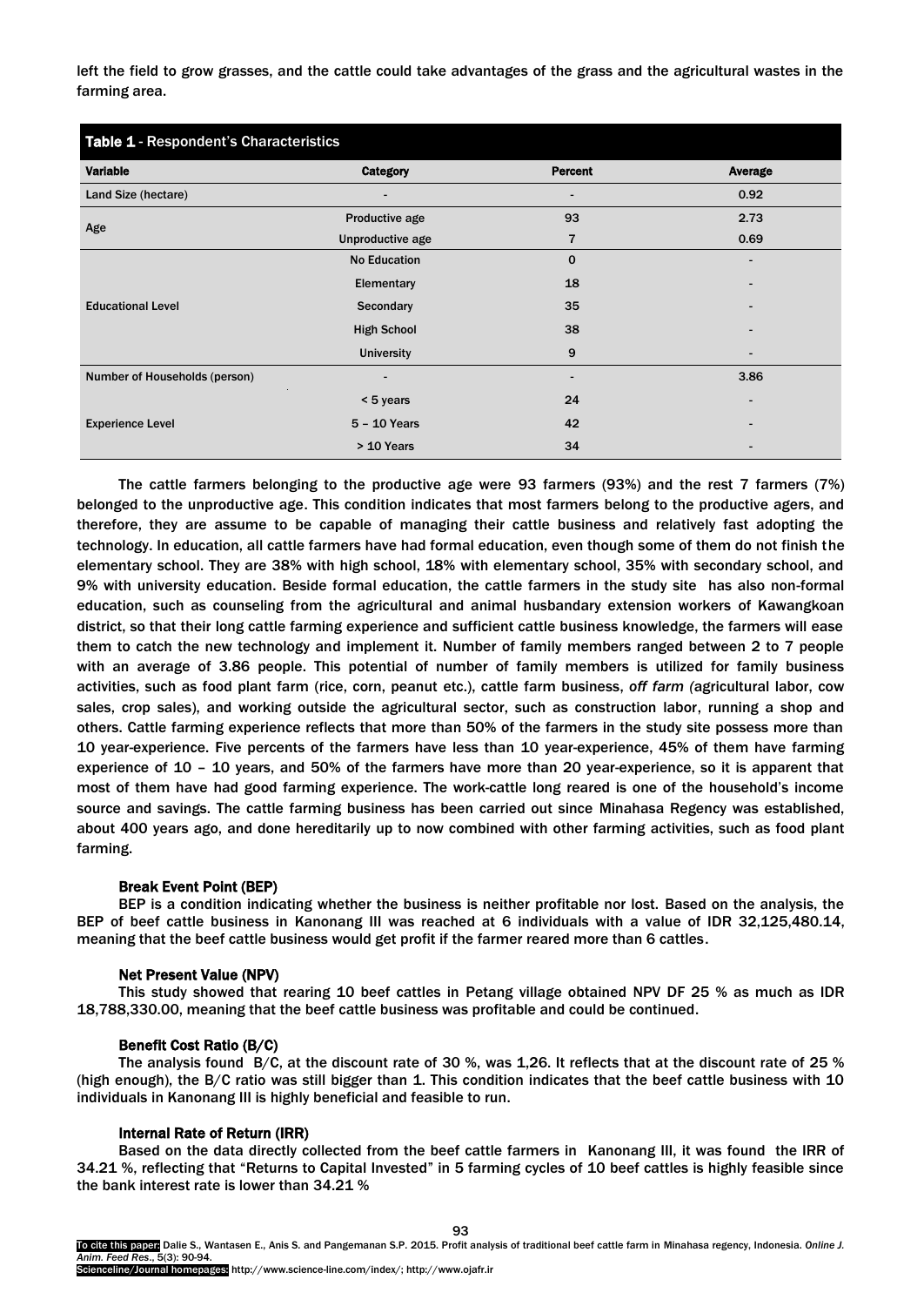left the field to grow grasses, and the cattle could take advantages of the grass and the agricultural wastes in the farming area.

**Table 1** - Respondent's Characteristics

| Variable | Category | Percent | Average |
|---|---|---|---|
| Land Size (hectare) | - | - | 0.92 |
| Age | Productive age | 93 | 2.73 |
| | Unproductive age | 7 | 0.69 |
| Educational Level | No Education | 0 | - |
| | Elementary | 18 | - |
| | Secondary | 35 | - |
| | High School | 38 | - |
| | University | 9 | - |
| Number of Households (person) | - | - | 3.86 |
| Experience Level | < 5 years | 24 | - |
| | 5 – 10 Years | 42 | - |
| | > 10 Years | 34 | - |

The cattle farmers belonging to the productive age were 93 farmers (93%) and the rest 7 farmers (7%) belonged to the unproductive age. This condition indicates that most farmers belong to the productive agers, and therefore, they are assume to be capable of managing their cattle business and relatively fast adopting the technology. In education, all cattle farmers have had formal education, even though some of them do not finish the elementary school. They are 38% with high school, 18% with elementary school, 35% with secondary school, and 9% with university education. Beside formal education, the cattle farmers in the study site has also non-formal education, such as counseling from the agricultural and animal husbandary extension workers of Kawangkoan district, so that their long cattle farming experience and sufficient cattle business knowledge, the farmers will ease them to catch the new technology and implement it. Number of family members ranged between 2 to 7 people with an average of 3.86 people. This potential of number of family members is utilized for family business activities, such as food plant farm (rice, corn, peanut etc.), cattle farm business, *off farm (*agricultural labor, cow sales, crop sales), and working outside the agricultural sector, such as construction labor, running a shop and others. Cattle farming experience reflects that more than 50% of the farmers in the study site possess more than 10 year-experience. Five percents of the farmers have less than 10 year-experience, 45% of them have farming experience of 10 – 10 years, and 50% of the farmers have more than 20 year-experience, so it is apparent that most of them have had good farming experience. The work-cattle long reared is one of the household's income source and savings. The cattle farming business has been carried out since Minahasa Regency was established, about 400 years ago, and done hereditarily up to now combined with other farming activities, such as food plant farming.

### Break Event Point (BEP)

BEP is a condition indicating whether the business is neither profitable nor lost. Based on the analysis, the BEP of beef cattle business in Kanonang III was reached at 6 individuals with a value of IDR 32,125,480.14, meaning that the beef cattle business would get profit if the farmer reared more than 6 cattles.

### Net Present Value (NPV)

This study showed that rearing 10 beef cattles in Petang village obtained NPV DF 25 % as much as IDR 18,788,330.00, meaning that the beef cattle business was profitable and could be continued.

### Benefit Cost Ratio (B/C)

The analysis found B/C, at the discount rate of 30 %, was 1,26. It reflects that at the discount rate of 25 % (high enough), the B/C ratio was still bigger than 1. This condition indicates that the beef cattle business with 10 individuals in Kanonang III is highly beneficial and feasible to run.

### Internal Rate of Return (IRR)

Based on the data directly collected from the beef cattle farmers in Kanonang III, it was found the IRR of 34.21 %, reflecting that "Returns to Capital Invested" in 5 farming cycles of 10 beef cattles is highly feasible since the bank interest rate is lower than 34.21 %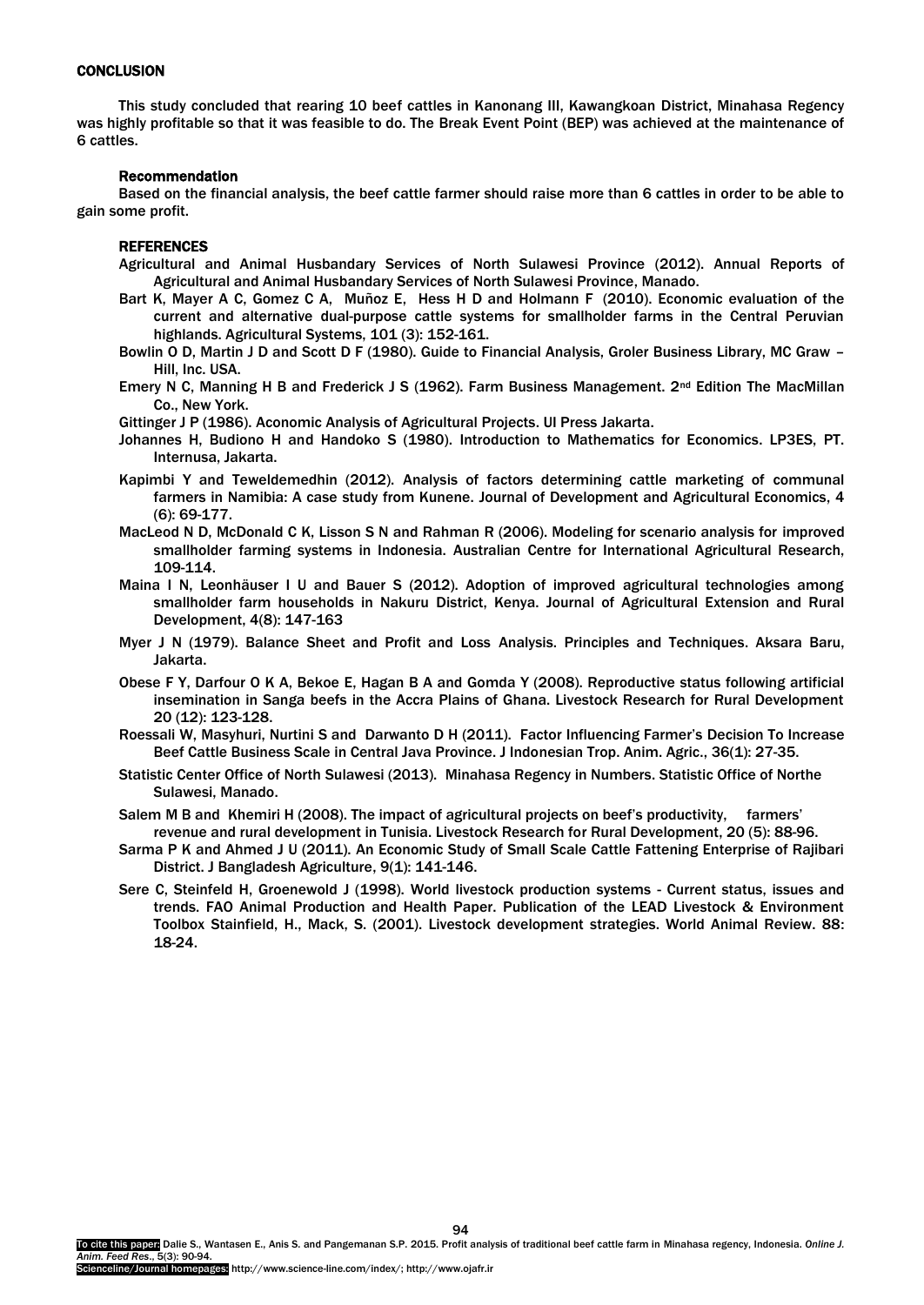## CONCLUSION

This study concluded that rearing 10 beef cattles in Kanonang III, Kawangkoan District, Minahasa Regency was highly profitable so that it was feasible to do. The Break Event Point (BEP) was achieved at the maintenance of 6 cattles.

### Recommendation

Based on the financial analysis, the beef cattle farmer should raise more than 6 cattles in order to be able to gain some profit.

### REFERENCES

Agricultural and Animal Husbandary Services of North Sulawesi Province (2012). Annual Reports of Agricultural and Animal Husbandary Services of North Sulawesi Province, Manado.

Bart K, Mayer A C, Gomez C A, Muñoz E, Hess H D and Holmann F (2010). Economic evaluation of the current and alternative dual-purpose cattle systems for smallholder farms in the Central Peruvian highlands. Agricultural Systems, 101 (3): 152-161.

Bowlin O D, Martin J D and Scott D F (1980). Guide to Financial Analysis, Groler Business Library, MC Graw – Hill, Inc. USA.

Emery N C, Manning H B and Frederick J S (1962). Farm Business Management. 2nd Edition The MacMillan Co., New York.

Gittinger J P (1986). Aconomic Analysis of Agricultural Projects. UI Press Jakarta.

Johannes H, Budiono H and Handoko S (1980). Introduction to Mathematics for Economics. LP3ES, PT. Internusa, Jakarta.

Kapimbi Y and Teweldemedhin (2012). Analysis of factors determining cattle marketing of communal farmers in Namibia: A case study from Kunene. Journal of Development and Agricultural Economics, 4 (6): 69-177.

MacLeod N D, McDonald C K, Lisson S N and Rahman R (2006). Modeling for scenario analysis for improved smallholder farming systems in Indonesia. Australian Centre for International Agricultural Research, 109-114.

Maina I N, Leonhäuser I U and Bauer S (2012). Adoption of improved agricultural technologies among smallholder farm households in Nakuru District, Kenya. Journal of Agricultural Extension and Rural Development, 4(8): 147-163

Myer J N (1979). Balance Sheet and Profit and Loss Analysis. Principles and Techniques. Aksara Baru, Jakarta.

Obese F Y, Darfour O K A, Bekoe E, Hagan B A and Gomda Y (2008). Reproductive status following artificial insemination in Sanga beefs in the Accra Plains of Ghana. Livestock Research for Rural Development 20 (12): 123-128.

Roessali W, Masyhuri, Nurtini S and Darwanto D H (2011). Factor Influencing Farmer's Decision To Increase Beef Cattle Business Scale in Central Java Province. J Indonesian Trop. Anim. Agric., 36(1): 27-35.

Statistic Center Office of North Sulawesi (2013). Minahasa Regency in Numbers. Statistic Office of Northe Sulawesi, Manado.

Salem M B and Khemiri H (2008). The impact of agricultural projects on beef's productivity, farmers' revenue and rural development in Tunisia. Livestock Research for Rural Development, 20 (5): 88-96.

Sarma P K and Ahmed J U (2011). An Economic Study of Small Scale Cattle Fattening Enterprise of Rajibari District. J Bangladesh Agriculture, 9(1): 141-146.

Sere C, Steinfeld H, Groenewold J (1998). World livestock production systems - Current status, issues and trends. FAO Animal Production and Health Paper. Publication of the LEAD Livestock & Environment Toolbox Stainfield, H., Mack, S. (2001). Livestock development strategies. World Animal Review. 88: 18-24.